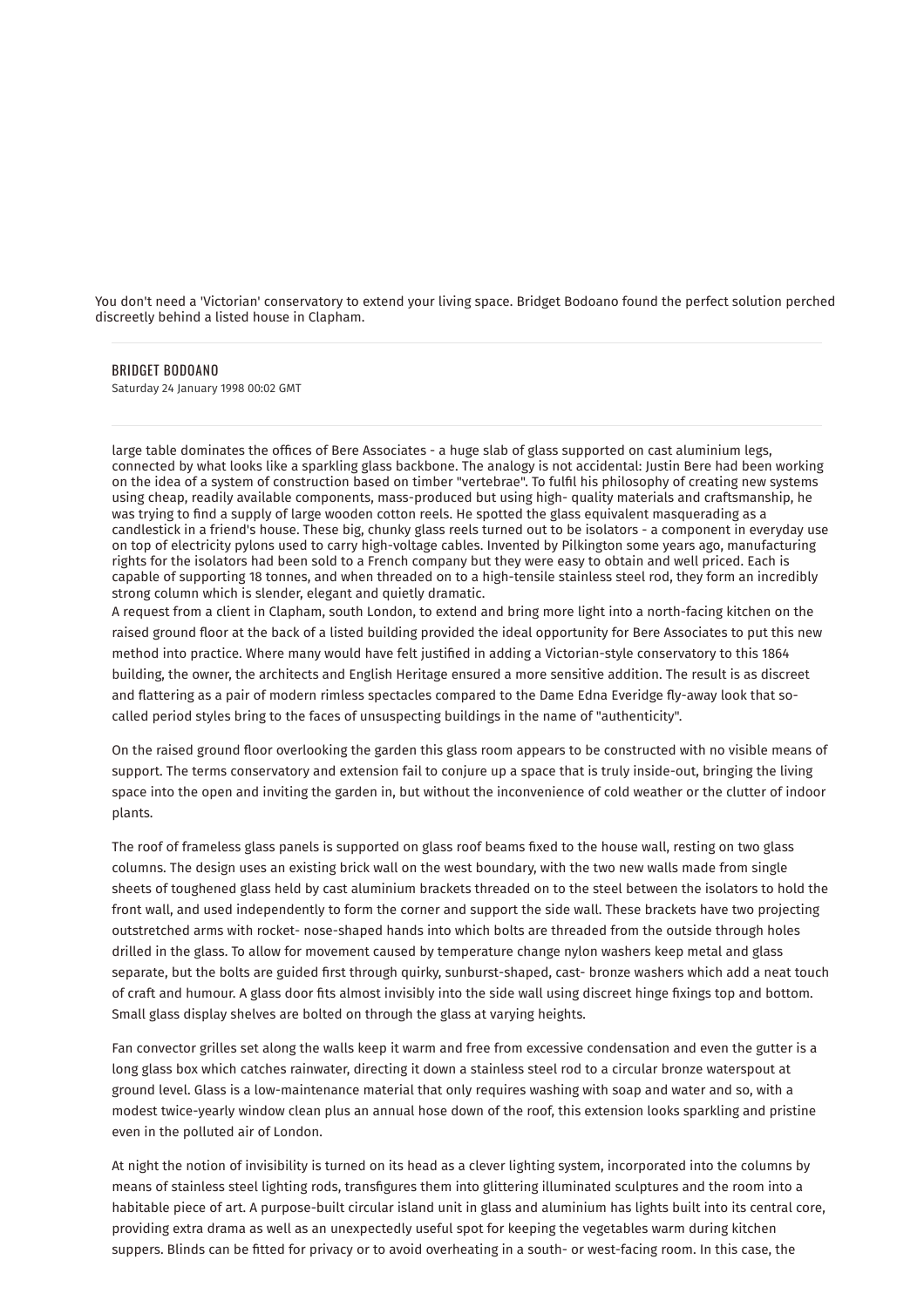You don't need a 'Victorian' conservatory to extend your living space. Bridget Bodoano found the perfect solution perched discreetly behind a listed house in Clapham.

BRIDGET BODOANO

Saturday 24 January 1998 00:02 GMT

large table dominates the offices of Bere Associates - a huge slab of glass supported on cast aluminium legs, connected by what looks like a sparkling glass backbone. The analogy is not accidental: Justin Bere had been working on the idea of a system of construction based on timber "vertebrae". To fulfil his philosophy of creating new systems using cheap, readily available components, mass-produced but using high- quality materials and craftsmanship, he was trying to find a supply of large wooden cotton reels. He spotted the glass equivalent masquerading as a candlestick in a friend's house. These big, chunky glass reels turned out to be isolators - a component in everyday use on top of electricity pylons used to carry high-voltage cables. Invented by Pilkington some years ago, manufacturing rights for the isolators had been sold to a French company but they were easy to obtain and well priced. Each is capable of supporting 18 tonnes, and when threaded on to a high-tensile stainless steel rod, they form an incredibly strong column which is slender, elegant and quietly dramatic.

A request from a client in Clapham, south London, to extend and bring more light into a north-facing kitchen on the raised ground floor at the back of a listed building provided the ideal opportunity for Bere Associates to put this new method into practice. Where many would have felt justified in adding a Victorian-style conservatory to this 1864 building, the owner, the architects and English Heritage ensured a more sensitive addition. The result is as discreet and flattering as a pair of modern rimless spectacles compared to the Dame Edna Everidge fly-away look that so-called period styles bring to the faces of unsuspecting buildings in the name of "authenticity".

On the raised ground floor overlooking the garden this glass room appears to be constructed with no visible means of support. The terms conservatory and extension fail to conjure up a space that is truly inside-out, bringing the living space into the open and inviting the garden in, but without the inconvenience of cold weather or the clutter of indoor plants.

The roof of frameless glass panels is supported on glass roof beams fixed to the house wall, resting on two glass columns. The design uses an existing brick wall on the west boundary, with the two new walls made from single sheets of toughened glass held by cast aluminium brackets threaded on to the steel between the isolators to hold the front wall, and used independently to form the corner and support the side wall. These brackets have two projecting outstretched arms with rocket- nose-shaped hands into which bolts are threaded from the outside through holes drilled in the glass. To allow for movement caused by temperature change nylon washers keep metal and glass separate, but the bolts are guided first through quirky, sunburst-shaped, cast- bronze washers which add a neat touch of craft and humour. A glass door fits almost invisibly into the side wall using discreet hinge fixings top and bottom. Small glass display shelves are bolted on through the glass at varying heights.

Fan convector grilles set along the walls keep it warm and free from excessive condensation and even the gutter is a long glass box which catches rainwater, directing it down a stainless steel rod to a circular bronze waterspout at ground level. Glass is a low-maintenance material that only requires washing with soap and water and so, with a modest twice-yearly window clean plus an annual hose down of the roof, this extension looks sparkling and pristine even in the polluted air of London.

At night the notion of invisibility is turned on its head as a clever lighting system, incorporated into the columns by means of stainless steel lighting rods, transfigures them into glittering illuminated sculptures and the room into a habitable piece of art. A purpose-built circular island unit in glass and aluminium has lights built into its central core, providing extra drama as well as an unexpectedly useful spot for keeping the vegetables warm during kitchen suppers. Blinds can be fitted for privacy or to avoid overheating in a south- or west-facing room. In this case, the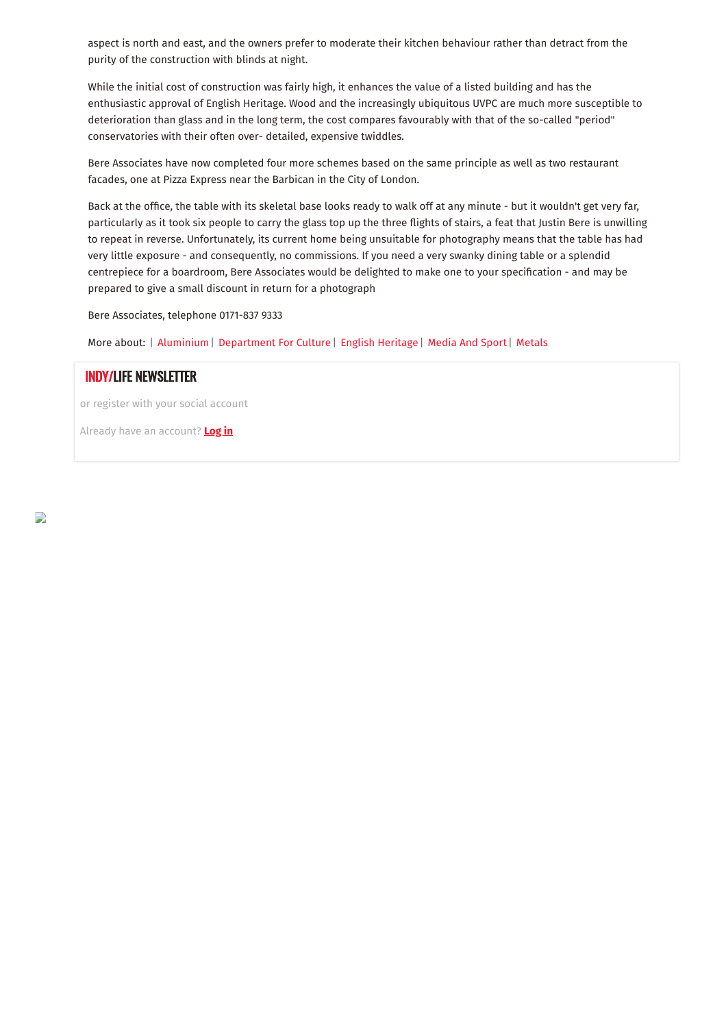aspect is north and east, and the owners prefer to moderate their kitchen behaviour rather than detract from the purity of the construction with blinds at night.

While the initial cost of construction was fairly high, it enhances the value of a listed building and has the enthusiastic approval of English Heritage. Wood and the increasingly ubiquitous UVPC are much more susceptible to deterioration than glass and in the long term, the cost compares favourably with that of the so-called "period" conservatories with their often over- detailed, expensive twiddles.

Bere Associates have now completed four more schemes based on the same principle as well as two restaurant facades, one at Pizza Express near the Barbican in the City of London.

Back at the office, the table with its skeletal base looks ready to walk off at any minute - but it wouldn't get very far, particularly as it took six people to carry the glass top up the three flights of stairs, a feat that Justin Bere is unwilling to repeat in reverse. Unfortunately, its current home being unsuitable for photography means that the table has had very little exposure - and consequently, no commissions. If you need a very swanky dining table or a splendid centrepiece for a boardroom, Bere Associates would be delighted to make one to your specification - and may be prepared to give a small discount in return for a photograph

Bere Associates, telephone 0171-837 9333

More about: | Aluminium | Department For Culture | English Heritage | Media And Sport | Metals

## INDY/LIFE NEWSLETTER

or register with your social account

Already have an account? **Log in**